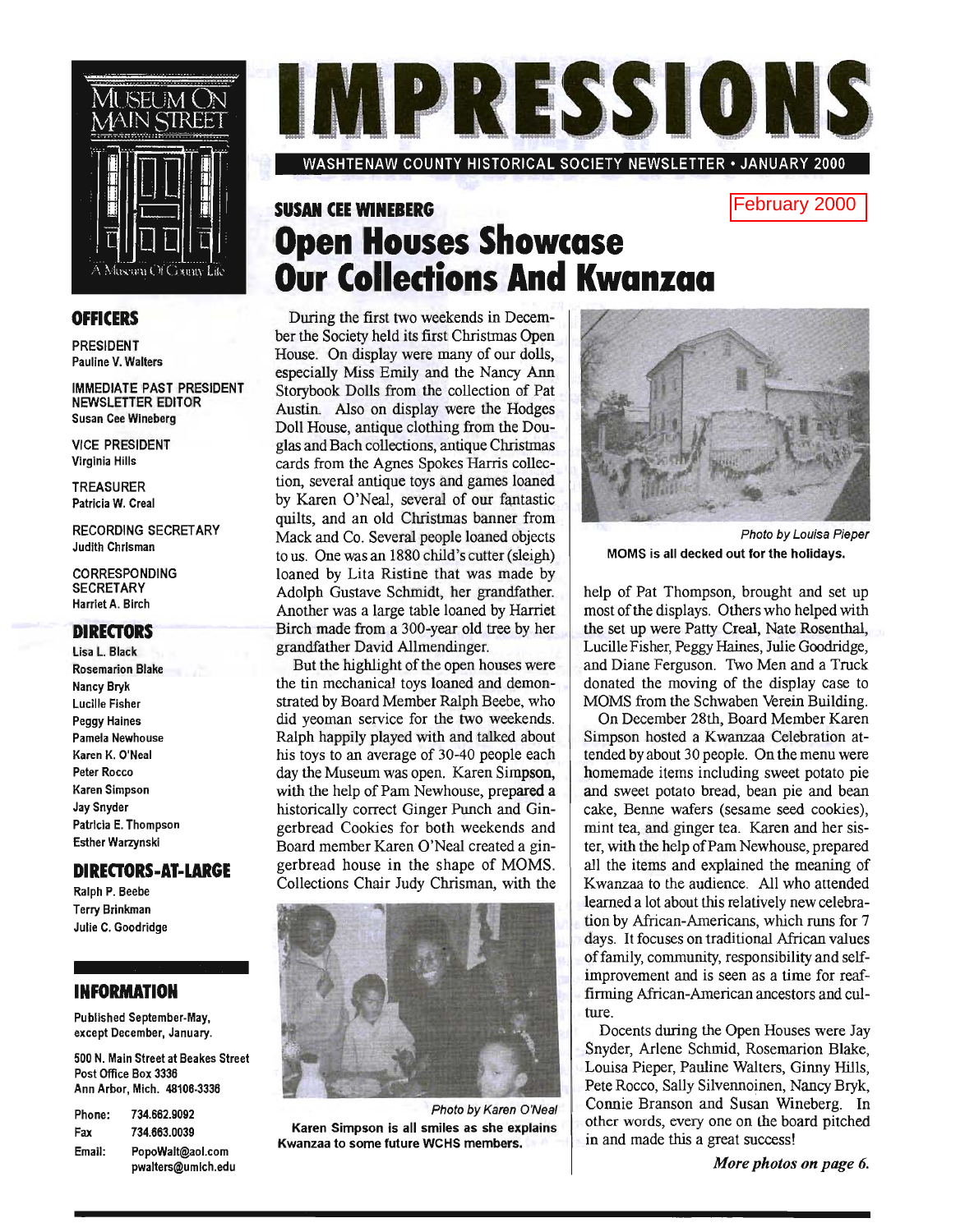MUSEUM ON MAIN STREET

A Museum Of County Life

# IMPRESSIONS

WASHTENAW COUNTY HISTORICAL SOCIETY NEWSLETTER • JANUARY 2000

February 2000

## OFFICERS

PRESIDENT
Pauline V. Walters

IMMEDIATE PAST PRESIDENT
NEWSLETTER EDITOR
Susan Cee Wineberg

VICE PRESIDENT
Virginia Hills

TREASURER
Patricia W. Creal

RECORDING SECRETARY
Judith Chrisman

CORRESPONDING SECRETARY
Harriet A. Birch

## DIRECTORS

Lisa L. Black
Rosemarion Blake
Nancy Bryk
Lucille Fisher
Peggy Haines
Pamela Newhouse
Karen K. O'Neal
Peter Rocco
Karen Simpson
Jay Snyder
Patricia E. Thompson
Esther Warzynski

## DIRECTORS-AT-LARGE

Ralph P. Beebe
Terry Brinkman
Julie C. Goodridge

## INFORMATION

Published September-May, except December, January.

500 N. Main Street at Beakes Street
Post Office Box 3336
Ann Arbor, Mich. 48106-3336

| | |
|---|---|
| Phone: | 734.662.9092 |
| Fax | 734.663.0039 |
| Email: | PopoWalt@aol.com<br>pwalters@umich.edu |

**SUSAN CEE WINEBERG**

# Open Houses Showcase Our Collections And Kwanzaa

During the first two weekends in December the Society held its first Christmas Open House. On display were many of our dolls, especially Miss Emily and the Nancy Ann Storybook Dolls from the collection of Pat Austin. Also on display were the Hodges Doll House, antique clothing from the Douglas and Bach collections, antique Christmas cards from the Agnes Spokes Harris collection, several antique toys and games loaned by Karen O'Neal, several of our fantastic quilts, and an old Christmas banner from Mack and Co. Several people loaned objects to us. One was an 1880 child's cutter (sleigh) loaned by Lita Ristine that was made by Adolph Gustave Schmidt, her grandfather. Another was a large table loaned by Harriet Birch made from a 300-year old tree by her grandfather David Allmendinger.

But the highlight of the open houses were the tin mechanical toys loaned and demonstrated by Board Member Ralph Beebe, who did yeoman service for the two weekends. Ralph happily played with and talked about his toys to an average of 30-40 people each day the Museum was open. Karen Simpson, with the help of Pam Newhouse, prepared a historically correct Ginger Punch and Gingerbread Cookies for both weekends and Board member Karen O'Neal created a gingerbread house in the shape of MOMS. Collections Chair Judy Chrisman, with the help of Pat Thompson, brought and set up most of the displays. Others who helped with the set up were Patty Creal, Nate Rosenthal, Lucille Fisher, Peggy Haines, Julie Goodridge, and Diane Ferguson. Two Men and a Truck donated the moving of the display case to MOMS from the Schwaben Verein Building.

Photo by Karen O'Neal
**Karen Simpson is all smiles as she explains Kwanzaa to some future WCHS members.**

Photo by Louisa Pieper
**MOMS is all decked out for the holidays.**

On December 28th, Board Member Karen Simpson hosted a Kwanzaa Celebration attended by about 30 people. On the menu were homemade items including sweet potato pie and sweet potato bread, bean pie and bean cake, Benne wafers (sesame seed cookies), mint tea, and ginger tea. Karen and her sister, with the help of Pam Newhouse, prepared all the items and explained the meaning of Kwanzaa to the audience. All who attended learned a lot about this relatively new celebration by African-Americans, which runs for 7 days. It focuses on traditional African values of family, community, responsibility and self-improvement and is seen as a time for reaffirming African-American ancestors and culture.

Docents during the Open Houses were Jay Snyder, Arlene Schmid, Rosemarion Blake, Louisa Pieper, Pauline Walters, Ginny Hills, Pete Rocco, Sally Silvennoinen, Nancy Bryk, Connie Branson and Susan Wineberg. In other words, every one on the board pitched in and made this a great success!

*More photos on page 6.*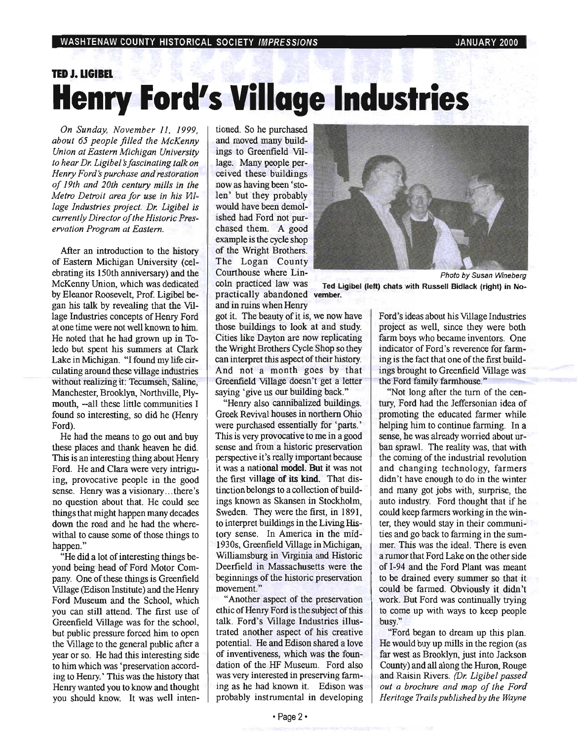**TED J. LIGIBEL**

# Henry Ford's Village Industries

*On Sunday, November 11, 1999, about 65 people filled the McKenny Union at Eastern Michigan University to hear Dr. Ligibel's fascinating talk on Henry Ford's purchase and restoration of 19th and 20th century mills in the Metro Detroit area for use in his Village Industries project. Dr. Ligibel is currently Director of the Historic Preservation Program at Eastern.*

After an introduction to the history of Eastern Michigan University (celebrating its 150th anniversary) and the McKenny Union, which was dedicated by Eleanor Roosevelt, Prof. Ligibel began his talk by revealing that the Village Industries concepts of Henry Ford at one time were not well known to him. He noted that he had grown up in Toledo but spent his summers at Clark Lake in Michigan. "I found my life circulating around these village industries without realizing it: Tecumseh, Saline, Manchester, Brooklyn, Northville, Plymouth, --all these little communities I found so interesting, so did he (Henry Ford).

He had the means to go out and buy these places and thank heaven he did. This is an interesting thing about Henry Ford. He and Clara were very intriguing, provocative people in the good sense. Henry was a visionary…there's no question about that. He could see things that might happen many decades down the road and he had the wherewithal to cause some of those things to happen."

"He did a lot of interesting things beyond being head of Ford Motor Company. One of these things is Greenfield Village (Edison Institute) and the Henry Ford Museum and the School, which you can still attend. The first use of Greenfield Village was for the school, but public pressure forced him to open the Village to the general public after a year or so. He had this interesting side to him which was 'preservation according to Henry.' This was the history that Henry wanted you to know and thought you should know. It was well intentioned. So he purchased and moved many buildings to Greenfield Village. Many people perceived these buildings now as having been 'stolen' but they probably would have been demolished had Ford not purchased them. A good example is the cycle shop of the Wright Brothers. The Logan County Courthouse where Lincoln practiced law was practically abandoned and in ruins when Henry got it. The beauty of it is, we now have those buildings to look at and study. Cities like Dayton are now replicating the Wright Brothers Cycle Shop so they can interpret this aspect of their history. And not a month goes by that Greenfield Village doesn't get a letter saying 'give us our building back."

Photo by Susan Wineberg

**Ted Ligibel (left) chats with Russell Bidlack (right) in November.**

"Henry also cannibalized buildings. Greek Revival houses in northern Ohio were purchased essentially for 'parts.' This is very provocative to me in a good sense and from a historic preservation perspective it's really important because it was a national model. But it was not the first village of its kind. That distinction belongs to a collection of buildings known as Skansen in Stockholm, Sweden. They were the first, in 1891, to interpret buildings in the Living History sense. In America in the mid-1930s, Greenfield Village in Michigan, Williamsburg in Virginia and Historic Deerfield in Massachusetts were the beginnings of the historic preservation movement."

"Another aspect of the preservation ethic of Henry Ford is the subject of this talk. Ford's Village Industries illustrated another aspect of his creative potential. He and Edison shared a love of inventiveness, which was the foundation of the HF Museum. Ford also was very interested in preserving farming as he had known it. Edison was probably instrumental in developing Ford's ideas about his Village Industries project as well, since they were both farm boys who became inventors. One indicator of Ford's reverence for farming is the fact that one of the first buildings brought to Greenfield Village was the Ford family farmhouse."

"Not long after the turn of the century, Ford had the Jeffersonian idea of promoting the educated farmer while helping him to continue farming. In a sense, he was already worried about urban sprawl. The reality was, that with the coming of the industrial revolution and changing technology, farmers didn't have enough to do in the winter and many got jobs with, surprise, the auto industry. Ford thought that if he could keep farmers working in the winter, they would stay in their communities and go back to farming in the summer. This was the ideal. There is even a rumor that Ford Lake on the other side of I-94 and the Ford Plant was meant to be drained every summer so that it could be farmed. Obviously it didn't work. But Ford was continually trying to come up with ways to keep people busy."

"Ford began to dream up this plan. He would buy up mills in the region (as far west as Brooklyn, just into Jackson County) and all along the Huron, Rouge and Raisin Rivers. *(Dr. Ligibel passed out a brochure and map of the Ford Heritage Trails published by the Wayne*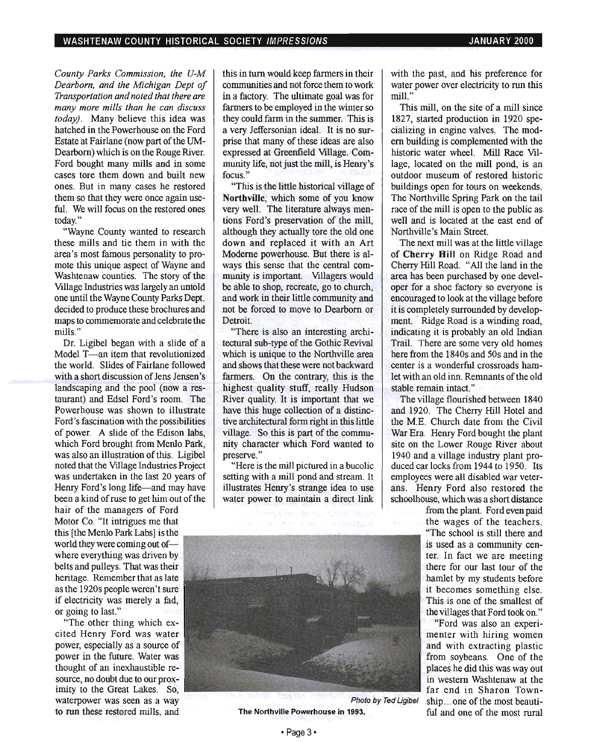*County Parks Commission, the U-M Dearborn, and the Michigan Dept of Transportation and noted that there are many more mills than he can discuss today).* Many believe this idea was hatched in the Powerhouse on the Ford Estate at Fairlane (now part of the UM-Dearborn) which is on the Rouge River. Ford bought many mills and in some cases tore them down and built new ones. But in many cases he restored them so that they were once again useful. We will focus on the restored ones today."

"Wayne County wanted to research these mills and tie them in with the area's most famous personality to promote this unique aspect of Wayne and Washtenaw counties. The story of the Village Industries was largely an untold one until the Wayne County Parks Dept. decided to produce these brochures and maps to commemorate and celebrate the mills."

Dr. Ligibel began with a slide of a Model T—an item that revolutionized the world. Slides of Fairlane followed with a short discussion of Jens Jensen's landscaping and the pool (now a restaurant) and Edsel Ford's room. The Powerhouse was shown to illustrate Ford's fascination with the possibilities of power. A slide of the Edison labs, which Ford brought from Menlo Park, was also an illustration of this. Ligibel noted that the Village Industries Project was undertaken in the last 20 years of Henry Ford's long life—and may have been a kind of ruse to get him out of the hair of the managers of Ford Motor Co. "It intrigues me that this [the Menlo Park Labs] is the world they were coming out of—where everything was driven by belts and pulleys. That was their heritage. Remember that as late as the 1920s people weren't sure if electricity was merely a fad, or going to last."

"The other thing which excited Henry Ford was water power, especially as a source of power in the future. Water was thought of an inexhaustible resource, no doubt due to our proximity to the Great Lakes. So, waterpower was seen as a way to run these restored mills, and this in turn would keep farmers in their communities and not force them to work in a factory. The ultimate goal was for farmers to be employed in the winter so they could farm in the summer. This is a very Jeffersonian ideal. It is no surprise that many of these ideas are also expressed at Greenfield Village. Community life, not just the mill, is Henry's focus."

"This is the little historical village of **Northville**, which some of you know very well. The literature always mentions Ford's preservation of the mill, although they actually tore the old one down and replaced it with an Art Moderne powerhouse. But there is always this sense that the central community is important. Villagers would be able to shop, recreate, go to church, and work in their little community and not be forced to move to Dearborn or Detroit.

"There is also an interesting architectural sub-type of the Gothic Revival which is unique to the Northville area and shows that these were not backward farmers. On the contrary, this is the highest quality stuff, really Hudson River quality. It is important that we have this huge collection of a distinctive architectural form right in this little village. So this is part of the community character which Ford wanted to preserve."

"Here is the mill pictured in a bucolic setting with a mill pond and stream. It illustrates Henry's strange idea to use water power to maintain a direct link with the past, and his preference for water power over electricity to run this mill."

This mill, on the site of a mill since 1827, started production in 1920 specializing in engine valves. The modern building is complemented with the historic water wheel. Mill Race Village, located on the mill pond, is an outdoor museum of restored historic buildings open for tours on weekends. The Northville Spring Park on the tail race of the mill is open to the public as well and is located at the east end of Northville's Main Street.

The next mill was at the little village of **Cherry Hill** on Ridge Road and Cherry Hill Road. "All the land in the area has been purchased by one developer for a shoe factory so everyone is encouraged to look at the village before it is completely surrounded by development. Ridge Road is a winding road, indicating it is probably an old Indian Trail. There are some very old homes here from the 1840s and 50s and in the center is a wonderful crossroads hamlet with an old inn. Remnants of the old stable remain intact."

The village flourished between 1840 and 1920. The Cherry Hill Hotel and the M.E. Church date from the Civil War Era. Henry Ford bought the plant site on the Lower Rouge River about 1940 and a village industry plant produced car locks from 1944 to 1950. Its employees were all disabled war veterans. Henry Ford also restored the schoolhouse, which was a short distance from the plant. Ford even paid the wages of the teachers. "The school is still there and is used as a community center. In fact we are meeting there for our last tour of the hamlet by my students before it becomes something else. This is one of the smallest of the villages that Ford took on."

"Ford was also an experimenter with hiring women and with extracting plastic from soybeans. One of the places he did this was way out in western Washtenaw at the far end in Sharon Township...one of the most beautiful and one of the most rural

*Photo by Ted Ligibel*

**The Northville Powerhouse in 1993.**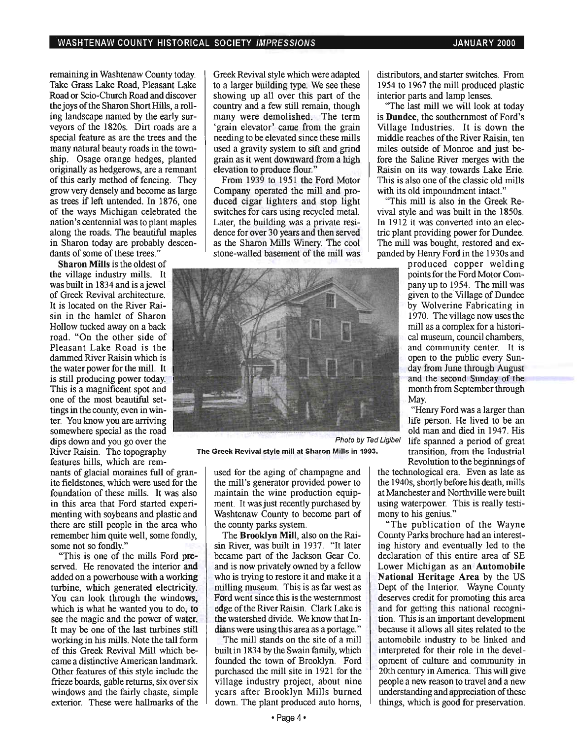remaining in Washtenaw County today. Take Grass Lake Road, Pleasant Lake Road or Scio-Church Road and discover the joys of the Sharon Short Hills, a rolling landscape named by the early surveyors of the 1820s. Dirt roads are a special feature as are the trees and the many natural beauty roads in the township. Osage orange hedges, planted originally as hedgerows, are a remnant of this early method of fencing. They grow very densely and become as large as trees if left untended. In 1876, one of the ways Michigan celebrated the nation's centennial was to plant maples along the roads. The beautiful maples in Sharon today are probably descendants of some of these trees."

**Sharon Mills** is the oldest of the village industry mills. It was built in 1834 and is a jewel of Greek Revival architecture. It is located on the River Raisin in the hamlet of Sharon Hollow tucked away on a back road. "On the other side of Pleasant Lake Road is the dammed River Raisin which is the water power for the mill. It is still producing power today. This is a magnificent spot and one of the most beautiful settings in the county, even in winter. You know you are arriving somewhere special as the road dips down and you go over the River Raisin. The topography features hills, which are remnants of glacial moraines full of granite fieldstones, which were used for the foundation of these mills. It was also in this area that Ford started experimenting with soybeans and plastic and there are still people in the area who remember him quite well, some fondly, some not so fondly."

"This is one of the mills Ford preserved. He renovated the interior and added on a powerhouse with a working turbine, which generated electricity. You can look through the windows, which is what he wanted you to do, to see the magic and the power of water. It may be one of the last turbines still working in his mills. Note the tall form of this Greek Revival Mill which became a distinctive American landmark. Other features of this style include the frieze boards, gable returns, six over six windows and the fairly chaste, simple exterior. These were hallmarks of the Greek Revival style which were adapted to a larger building type. We see these showing up all over this part of the country and a few still remain, though many were demolished. The term 'grain elevator' came from the grain needing to be elevated since these mills used a gravity system to sift and grind grain as it went downward from a high elevation to produce flour."

From 1939 to 1951 the Ford Motor Company operated the mill and produced cigar lighters and stop light switches for cars using recycled metal. Later, the building was a private residence for over 30 years and then served as the Sharon Mills Winery. The cool stone-walled basement of the mill was used for the aging of champagne and the mill's generator provided power to maintain the wine production equipment. It was just recently purchased by Washtenaw County to become part of the county parks system.

*Photo by Ted Ligibel*

**The Greek Revival style mill at Sharon Mills in 1993.**

The **Brooklyn Mill**, also on the Raisin River, was built in 1937. "It later became part of the Jackson Gear Co. and is now privately owned by a fellow who is trying to restore it and make it a milling museum. This is as far west as Ford went since this is the westernmost edge of the River Raisin. Clark Lake is the watershed divide. We know that Indians were using this area as a portage."

The mill stands on the site of a mill built in 1834 by the Swain family, which founded the town of Brooklyn. Ford purchased the mill site in 1921 for the village industry project, about nine years after Brooklyn Mills burned down. The plant produced auto horns, distributors, and starter switches. From 1954 to 1967 the mill produced plastic interior parts and lamp lenses.

"The last mill we will look at today is **Dundee**, the southernmost of Ford's Village Industries. It is down the middle reaches of the River Raisin, ten miles outside of Monroe and just before the Saline River merges with the Raisin on its way towards Lake Erie. This is also one of the classic old mills with its old impoundment intact."

"This mill is also in the Greek Revival style and was built in the 1850s. In 1912 it was converted into an electric plant providing power for Dundee. The mill was bought, restored and expanded by Henry Ford in the 1930s and produced copper welding points for the Ford Motor Company up to 1954. The mill was given to the Village of Dundee by Wolverine Fabricating in 1970. The village now uses the mill as a complex for a historical museum, council chambers, and community center. It is open to the public every Sunday from June through August and the second Sunday of the month from September through May.

"Henry Ford was a larger than life person. He lived to be an old man and died in 1947. His life spanned a period of great transition, from the Industrial Revolution to the beginnings of the technological era. Even as late as the 1940s, shortly before his death, mills at Manchester and Northville were built using waterpower. This is really testimony to his genius."

"The publication of the Wayne County Parks brochure had an interesting history and eventually led to the declaration of this entire area of SE Lower Michigan as an **Automobile National Heritage Area** by the US Dept of the Interior. Wayne County deserves credit for promoting this area and for getting this national recognition. This is an important development because it allows all sites related to the automobile industry to be linked and interpreted for their role in the development of culture and community in 20th century in America. This will give people a new reason to travel and a new understanding and appreciation of these things, which is good for preservation.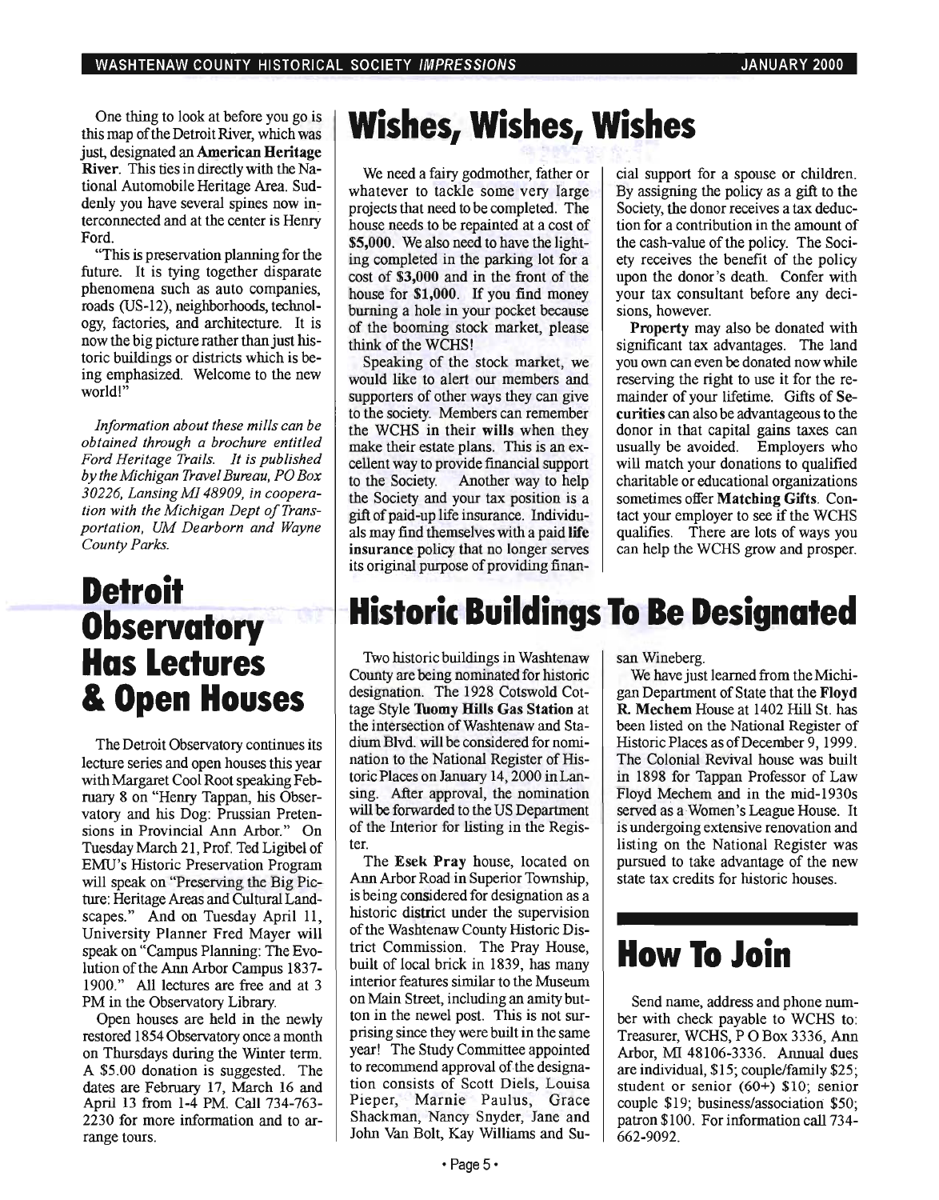One thing to look at before you go is this map of the Detroit River, which was just designated an **American Heritage River**. This ties in directly with the National Automobile Heritage Area. Suddenly you have several spines now interconnected and at the center is Henry Ford.

"This is preservation planning for the future. It is tying together disparate phenomena such as auto companies, roads (US-12), neighborhoods, technology, factories, and architecture. It is now the big picture rather than just historic buildings or districts which is being emphasized. Welcome to the new world!"

*Information about these mills can be obtained through a brochure entitled Ford Heritage Trails. It is published by the Michigan Travel Bureau, PO Box 30226, Lansing MI 48909, in cooperation with the Michigan Dept of Transportation, UM Dearborn and Wayne County Parks.*

# Wishes, Wishes, Wishes

We need a fairy godmother, father or whatever to tackle some very large projects that need to be completed. The house needs to be repainted at a cost of **$5,000**. We also need to have the lighting completed in the parking lot for a cost of **$3,000** and in the front of the house for **$1,000**. If you find money burning a hole in your pocket because of the booming stock market, please think of the WCHS!

Speaking of the stock market, we would like to alert our members and supporters of other ways they can give to the society. Members can remember the WCHS in their **wills** when they make their estate plans. This is an excellent way to provide financial support to the Society. Another way to help the Society and your tax position is a gift of paid-up life insurance. Individuals may find themselves with a paid **life insurance** policy that no longer serves its original purpose of providing financial support for a spouse or children. By assigning the policy as a gift to the Society, the donor receives a tax deduction for a contribution in the amount of the cash-value of the policy. The Society receives the benefit of the policy upon the donor's death. Confer with your tax consultant before any decisions, however.

**Property** may also be donated with significant tax advantages. The land you own can even be donated now while reserving the right to use it for the remainder of your lifetime. Gifts of **Securities** can also be advantageous to the donor in that capital gains taxes can usually be avoided. Employers who will match your donations to qualified charitable or educational organizations sometimes offer **Matching Gifts**. Contact your employer to see if the WCHS qualifies. There are lots of ways you can help the WCHS grow and prosper.

# Detroit Observatory Has Lectures & Open Houses

The Detroit Observatory continues its lecture series and open houses this year with Margaret Cool Root speaking February 8 on "Henry Tappan, his Observatory and his Dog: Prussian Pretensions in Provincial Ann Arbor." On Tuesday March 21, Prof. Ted Ligibel of EMU's Historic Preservation Program will speak on "Preserving the Big Picture: Heritage Areas and Cultural Landscapes." And on Tuesday April 11, University Planner Fred Mayer will speak on "Campus Planning: The Evolution of the Ann Arbor Campus 1837-1900." All lectures are free and at 3 PM in the Observatory Library.

Open houses are held in the newly restored 1854 Observatory once a month on Thursdays during the Winter term. A $5.00 donation is suggested. The dates are February 17, March 16 and April 13 from 1-4 PM. Call 734-763-2230 for more information and to arrange tours.

# Historic Buildings To Be Designated

Two historic buildings in Washtenaw County are being nominated for historic designation. The 1928 Cotswold Cottage Style **Tuomy Hills Gas Station** at the intersection of Washtenaw and Stadium Blvd. will be considered for nomination to the National Register of Historic Places on January 14, 2000 in Lansing. After approval, the nomination will be forwarded to the US Department of the Interior for listing in the Register.

The **Esek Pray** house, located on Ann Arbor Road in Superior Township, is being considered for designation as a historic district under the supervision of the Washtenaw County Historic District Commission. The Pray House, built of local brick in 1839, has many interior features similar to the Museum on Main Street, including an amity button in the newel post. This is not surprising since they were built in the same year! The Study Committee appointed to recommend approval of the designation consists of Scott Diels, Louisa Pieper, Marnie Paulus, Grace Shackman, Nancy Snyder, Jane and John Van Bolt, Kay Williams and Susan Wineberg.

We have just learned from the Michigan Department of State that the **Floyd R. Mechem** House at 1402 Hill St. has been listed on the National Register of Historic Places as of December 9, 1999. The Colonial Revival house was built in 1898 for Tappan Professor of Law Floyd Mechem and in the mid-1930s served as a Women's League House. It is undergoing extensive renovation and listing on the National Register was pursued to take advantage of the new state tax credits for historic houses.

# How To Join

Send name, address and phone number with check payable to WCHS to: Treasurer, WCHS, P O Box 3336, Ann Arbor, MI 48106-3336. Annual dues are individual, $15; couple/family $25; student or senior (60+) $10; senior couple $19; business/association $50; patron $100. For information call 734-662-9092.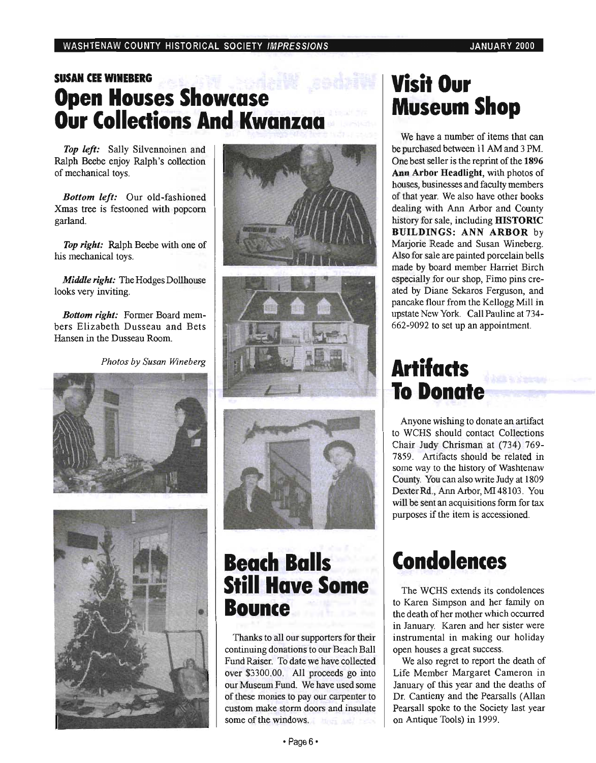SUSAN CEE WINEBERG

# Open Houses Showcase Our Collections And Kwanzaa

***Top left:*** Sally Silvennoinen and Ralph Beebe enjoy Ralph's collection of mechanical toys.

***Bottom left:*** Our old-fashioned Xmas tree is festooned with popcorn garland.

***Top right:*** Ralph Beebe with one of his mechanical toys.

***Middle right:*** The Hodges Dollhouse looks very inviting.

***Bottom right:*** Former Board members Elizabeth Dusseau and Bets Hansen in the Dusseau Room.

*Photos by Susan Wineberg*

# Beach Balls Still Have Some Bounce

Thanks to all our supporters for their continuing donations to our Beach Ball Fund Raiser. To date we have collected over $3300.00. All proceeds go into our Museum Fund. We have used some of these monies to pay our carpenter to custom make storm doors and insulate some of the windows.

# Visit Our Museum Shop

We have a number of items that can be purchased between 11 AM and 3 PM. One best seller is the reprint of the **1896 Ann Arbor Headlight**, with photos of houses, businesses and faculty members of that year. We also have other books dealing with Ann Arbor and County history for sale, including **HISTORIC BUILDINGS: ANN ARBOR** by Marjorie Reade and Susan Wineberg. Also for sale are painted porcelain bells made by board member Harriet Birch especially for our shop, Fimo pins created by Diane Sekaros Ferguson, and pancake flour from the Kellogg Mill in upstate New York. Call Pauline at 734-662-9092 to set up an appointment.

# Artifacts To Donate

Anyone wishing to donate an artifact to WCHS should contact Collections Chair Judy Chrisman at (734) 769-7859. Artifacts should be related in some way to the history of Washtenaw County. You can also write Judy at 1809 Dexter Rd., Ann Arbor, MI 48103. You will be sent an acquisitions form for tax purposes if the item is accessioned.

# Condolences

The WCHS extends its condolences to Karen Simpson and her family on the death of her mother which occurred in January. Karen and her sister were instrumental in making our holiday open houses a great success.

We also regret to report the death of Life Member Margaret Cameron in January of this year and the deaths of Dr. Cantieny and the Pearsalls (Allan Pearsall spoke to the Society last year on Antique Tools) in 1999.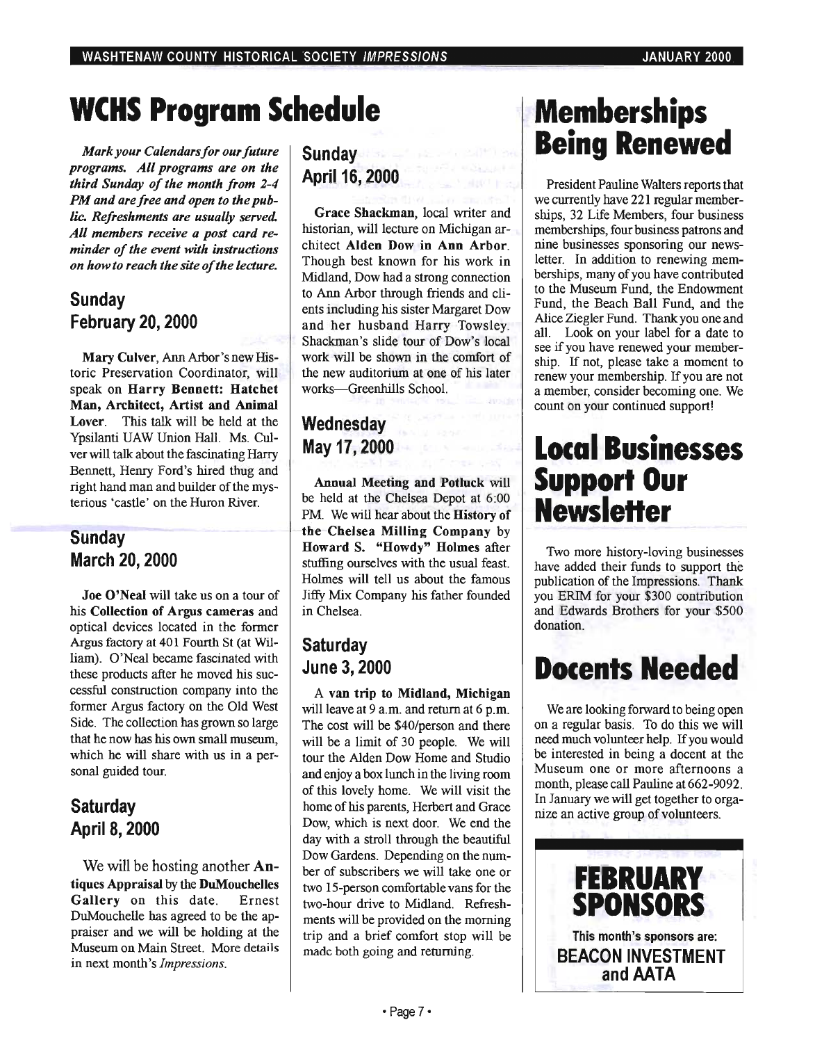# WCHS Program Schedule

*Mark your Calendars for our future programs. All programs are on the third Sunday of the month from 2-4 PM and are free and open to the public. Refreshments are usually served. All members receive a post card reminder of the event with instructions on how to reach the site of the lecture.*

## Sunday February 20, 2000

**Mary Culver**, Ann Arbor's new Historic Preservation Coordinator, will speak on **Harry Bennett: Hatchet Man, Architect, Artist and Animal Lover**. This talk will be held at the Ypsilanti UAW Union Hall. Ms. Culver will talk about the fascinating Harry Bennett, Henry Ford's hired thug and right hand man and builder of the mysterious 'castle' on the Huron River.

## Sunday March 20, 2000

**Joe O'Neal** will take us on a tour of his **Collection of Argus cameras** and optical devices located in the former Argus factory at 401 Fourth St (at William). O'Neal became fascinated with these products after he moved his successful construction company into the former Argus factory on the Old West Side. The collection has grown so large that he now has his own small museum, which he will share with us in a personal guided tour.

## Saturday April 8, 2000

We will be hosting another **Antiques Appraisal** by the **DuMouchelles Gallery** on this date. Ernest DuMouchelle has agreed to be the appraiser and we will be holding at the Museum on Main Street. More details in next month's *Impressions*.

## Sunday April 16, 2000

**Grace Shackman**, local writer and historian, will lecture on Michigan architect **Alden Dow in Ann Arbor**. Though best known for his work in Midland, Dow had a strong connection to Ann Arbor through friends and clients including his sister Margaret Dow and her husband Harry Towsley. Shackman's slide tour of Dow's local work will be shown in the comfort of the new auditorium at one of his later works—Greenhills School.

## Wednesday May 17, 2000

**Annual Meeting and Potluck** will be held at the Chelsea Depot at 6:00 PM. We will hear about the **History of the Chelsea Milling Company** by **Howard S. "Howdy" Holmes** after stuffing ourselves with the usual feast. Holmes will tell us about the famous Jiffy Mix Company his father founded in Chelsea.

## Saturday June 3, 2000

A **van trip to Midland, Michigan** will leave at 9 a.m. and return at 6 p.m. The cost will be $40/person and there will be a limit of 30 people. We will tour the Alden Dow Home and Studio and enjoy a box lunch in the living room of this lovely home. We will visit the home of his parents, Herbert and Grace Dow, which is next door. We end the day with a stroll through the beautiful Dow Gardens. Depending on the number of subscribers we will take one or two 15-person comfortable vans for the two-hour drive to Midland. Refreshments will be provided on the morning trip and a brief comfort stop will be made both going and returning.

# Memberships Being Renewed

President Pauline Walters reports that we currently have 221 regular memberships, 32 Life Members, four business memberships, four business patrons and nine businesses sponsoring our newsletter. In addition to renewing memberships, many of you have contributed to the Museum Fund, the Endowment Fund, the Beach Ball Fund, and the Alice Ziegler Fund. Thank you one and all. Look on your label for a date to see if you have renewed your membership. If not, please take a moment to renew your membership. If you are not a member, consider becoming one. We count on your continued support!

# Local Businesses Support Our Newsletter

Two more history-loving businesses have added their funds to support the publication of the Impressions. Thank you ERIM for your $300 contribution and Edwards Brothers for your $500 donation.

# Docents Needed

We are looking forward to being open on a regular basis. To do this we will need much volunteer help. If you would be interested in being a docent at the Museum one or more afternoons a month, please call Pauline at 662-9092. In January we will get together to organize an active group of volunteers.

## FEBRUARY SPONSORS

**This month's sponsors are:**

**BEACON INVESTMENT and AATA**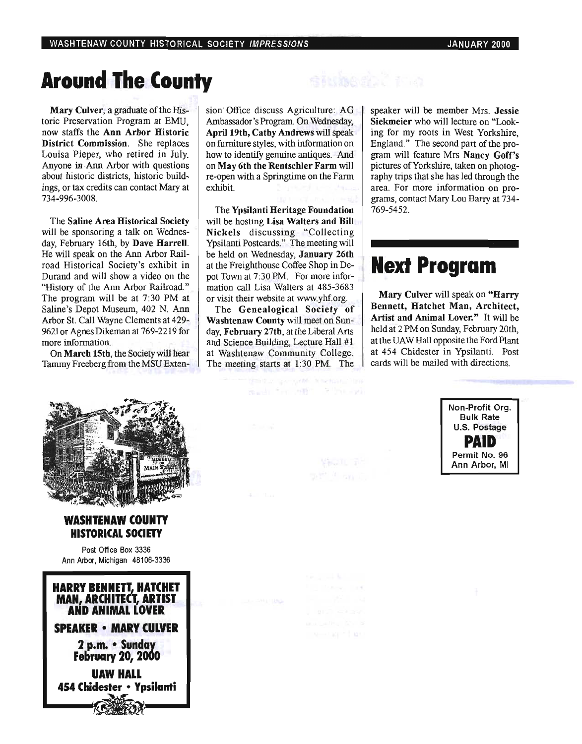# Around The County

**Mary Culver**, a graduate of the Historic Preservation Program at EMU, now staffs the **Ann Arbor Historic District Commission**. She replaces Louisa Pieper, who retired in July. Anyone in Ann Arbor with questions about historic districts, historic buildings, or tax credits can contact Mary at 734-996-3008.

The **Saline Area Historical Society** will be sponsoring a talk on Wednesday, February 16th, by **Dave Harrell**. He will speak on the Ann Arbor Railroad Historical Society's exhibit in Durand and will show a video on the "History of the Ann Arbor Railroad." The program will be at 7:30 PM at Saline's Depot Museum, 402 N. Ann Arbor St. Call Wayne Clements at 429-9621 or Agnes Dikeman at 769-2219 for more information.

On **March 15th**, the Society will hear Tammy Freeberg from the MSU Extension Office discuss Agriculture: AG Ambassador's Program. On Wednesday, **April 19th, Cathy Andrews** will speak on furniture styles, with information on how to identify genuine antiques. And on **May 6th the Rentschler Farm** will re-open with a Springtime on the Farm exhibit.

The **Ypsilanti Heritage Foundation** will be hosting **Lisa Walters and Bill Nickels** discussing "Collecting Ypsilanti Postcards." The meeting will be held on Wednesday, **January 26th** at the Freighthouse Coffee Shop in Depot Town at 7:30 PM. For more information call Lisa Walters at 485-3683 or visit their website at www.yhf.org.

The **Genealogical Society of Washtenaw County** will meet on Sunday, **February 27th**, at the Liberal Arts and Science Building, Lecture Hall #1 at Washtenaw Community College. The meeting starts at 1:30 PM. The speaker will be member Mrs. **Jessie Siekmeier** who will lecture on "Looking for my roots in West Yorkshire, England." The second part of the program will feature Mrs **Nancy Goff's** pictures of Yorkshire, taken on photography trips that she has led through the area. For more information on programs, contact Mary Lou Barry at 734-769-5452.

# Next Program

**Mary Culver** will speak on **"Harry Bennett, Hatchet Man, Architect, Artist and Animal Lover."** It will be held at 2 PM on Sunday, February 20th, at the UAW Hall opposite the Ford Plant at 454 Chidester in Ypsilanti. Post cards will be mailed with directions.

**WASHTENAW COUNTY HISTORICAL SOCIETY**

Post Office Box 3336
Ann Arbor, Michigan 48106-3336

Non-Profit Org.
Bulk Rate
U.S. Postage
**PAID**
Permit No. 96
Ann Arbor, MI

**HARRY BENNETT, HATCHET MAN, ARCHITECT, ARTIST AND ANIMAL LOVER**

**SPEAKER • MARY CULVER**

**2 p.m. • Sunday February 20, 2000**

**UAW HALL**
**454 Chidester • Ypsilanti**